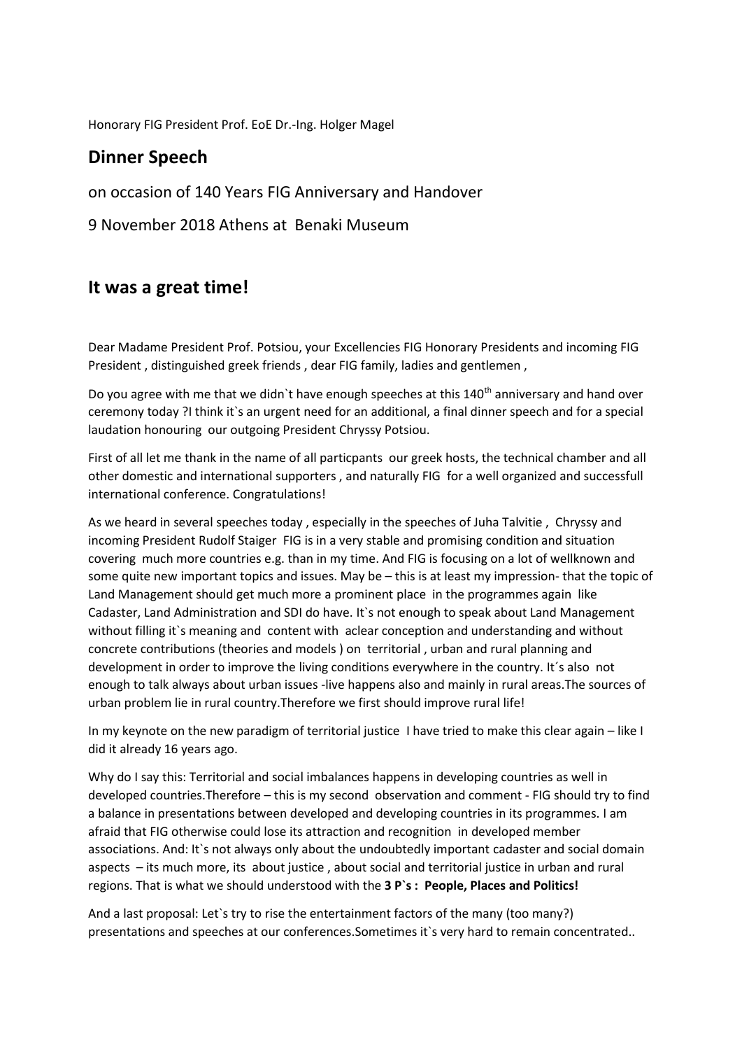Honorary FIG President Prof. EoE Dr.-Ing. Holger Magel

## Dinner Speech

on occasion of 140 Years FIG Anniversary and Handover

9 November 2018 Athens at Benaki Museum

## It was a great time!

Dear Madame President Prof. Potsiou, your Excellencies FIG Honorary Presidents and incoming FIG President , distinguished greek friends , dear FIG family, ladies and gentlemen ,

Do you agree with me that we didn`t have enough speeches at this 140$^{th}$ anniversary and hand over ceremony today ?I think it`s an urgent need for an additional, a final dinner speech and for a special laudation honouring our outgoing President Chryssy Potsiou.

First of all let me thank in the name of all particpants our greek hosts, the technical chamber and all other domestic and international supporters , and naturally FIG for a well organized and successfull international conference. Congratulations!

As we heard in several speeches today , especially in the speeches of Juha Talvitie , Chryssy and incoming President Rudolf Staiger FIG is in a very stable and promising condition and situation covering much more countries e.g. than in my time. And FIG is focusing on a lot of wellknown and some quite new important topics and issues. May be – this is at least my impression- that the topic of Land Management should get much more a prominent place in the programmes again like Cadaster, Land Administration and SDI do have. It`s not enough to speak about Land Management without filling it`s meaning and content with aclear conception and understanding and without concrete contributions (theories and models ) on territorial , urban and rural planning and development in order to improve the living conditions everywhere in the country. It´s also not enough to talk always about urban issues -live happens also and mainly in rural areas.The sources of urban problem lie in rural country.Therefore we first should improve rural life!

In my keynote on the new paradigm of territorial justice I have tried to make this clear again – like I did it already 16 years ago.

Why do I say this: Territorial and social imbalances happens in developing countries as well in developed countries.Therefore – this is my second observation and comment - FIG should try to find a balance in presentations between developed and developing countries in its programmes. I am afraid that FIG otherwise could lose its attraction and recognition in developed member associations. And: It`s not always only about the undoubtedly important cadaster and social domain aspects – its much more, its about justice , about social and territorial justice in urban and rural regions. That is what we should understood with the **3 P`s : People, Places and Politics!**

And a last proposal: Let`s try to rise the entertainment factors of the many (too many?) presentations and speeches at our conferences.Sometimes it`s very hard to remain concentrated..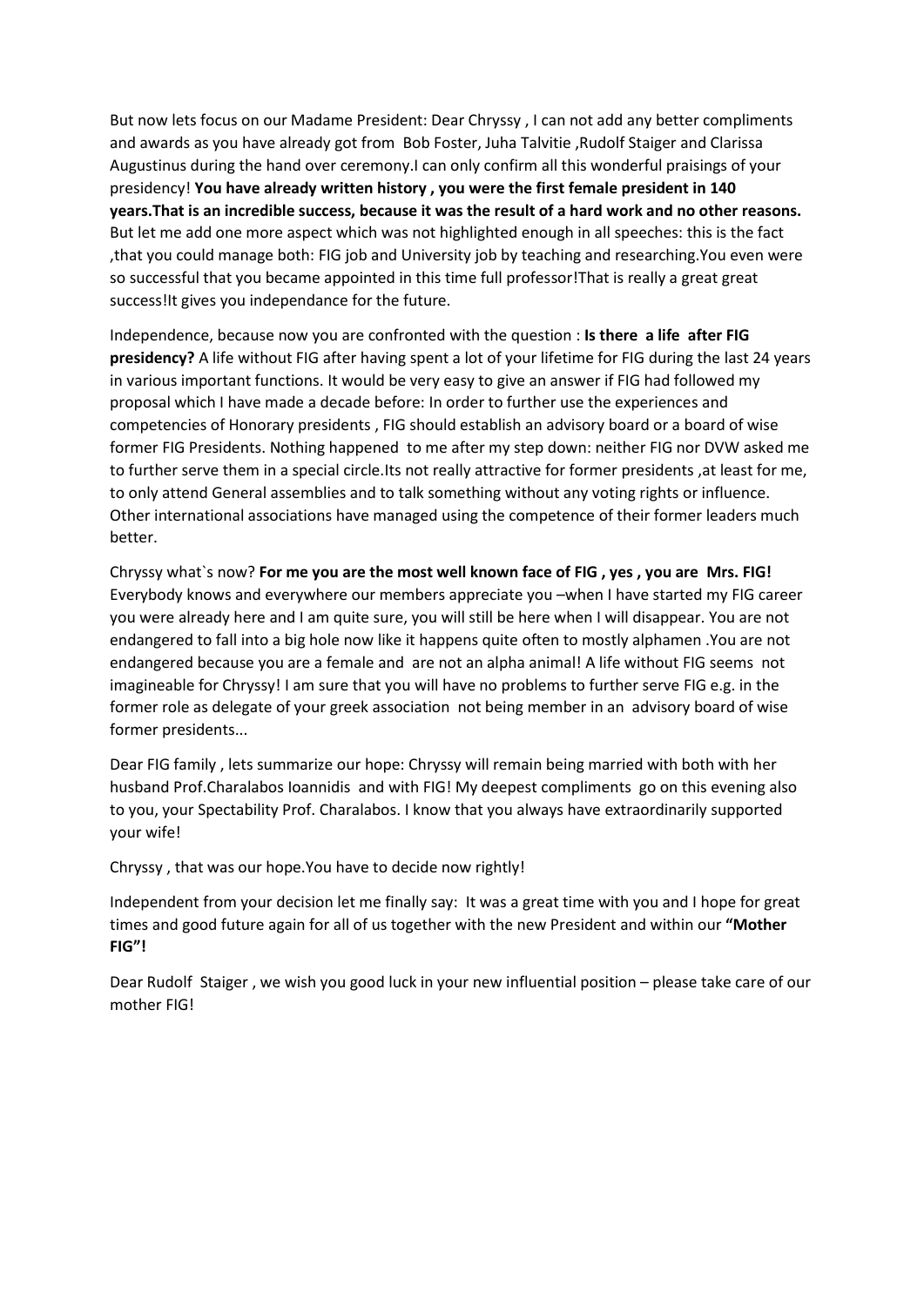But now lets focus on our Madame President: Dear Chryssy , I can not add any better compliments and awards as you have already got from Bob Foster, Juha Talvitie ,Rudolf Staiger and Clarissa Augustinus during the hand over ceremony.I can only confirm all this wonderful praisings of your presidency! **You have already written history , you were the first female president in 140 years.That is an incredible success, because it was the result of a hard work and no other reasons.** But let me add one more aspect which was not highlighted enough in all speeches: this is the fact ,that you could manage both: FIG job and University job by teaching and researching.You even were so successful that you became appointed in this time full professor!That is really a great great success!It gives you independance for the future.

Independence, because now you are confronted with the question : **Is there a life after FIG presidency?** A life without FIG after having spent a lot of your lifetime for FIG during the last 24 years in various important functions. It would be very easy to give an answer if FIG had followed my proposal which I have made a decade before: In order to further use the experiences and competencies of Honorary presidents , FIG should establish an advisory board or a board of wise former FIG Presidents. Nothing happened to me after my step down: neither FIG nor DVW asked me to further serve them in a special circle.Its not really attractive for former presidents ,at least for me, to only attend General assemblies and to talk something without any voting rights or influence. Other international associations have managed using the competence of their former leaders much better.

Chryssy what`s now? **For me you are the most well known face of FIG , yes , you are Mrs. FIG!** Everybody knows and everywhere our members appreciate you –when I have started my FIG career you were already here and I am quite sure, you will still be here when I will disappear. You are not endangered to fall into a big hole now like it happens quite often to mostly alphamen .You are not endangered because you are a female and are not an alpha animal! A life without FIG seems not imagineable for Chryssy! I am sure that you will have no problems to further serve FIG e.g. in the former role as delegate of your greek association not being member in an advisory board of wise former presidents...

Dear FIG family , lets summarize our hope: Chryssy will remain being married with both with her husband Prof.Charalabos Ioannidis and with FIG! My deepest compliments go on this evening also to you, your Spectability Prof. Charalabos. I know that you always have extraordinarily supported your wife!

Chryssy , that was our hope.You have to decide now rightly!

Independent from your decision let me finally say: It was a great time with you and I hope for great times and good future again for all of us together with the new President and within our **"Mother FIG"!**

Dear Rudolf Staiger , we wish you good luck in your new influential position – please take care of our mother FIG!